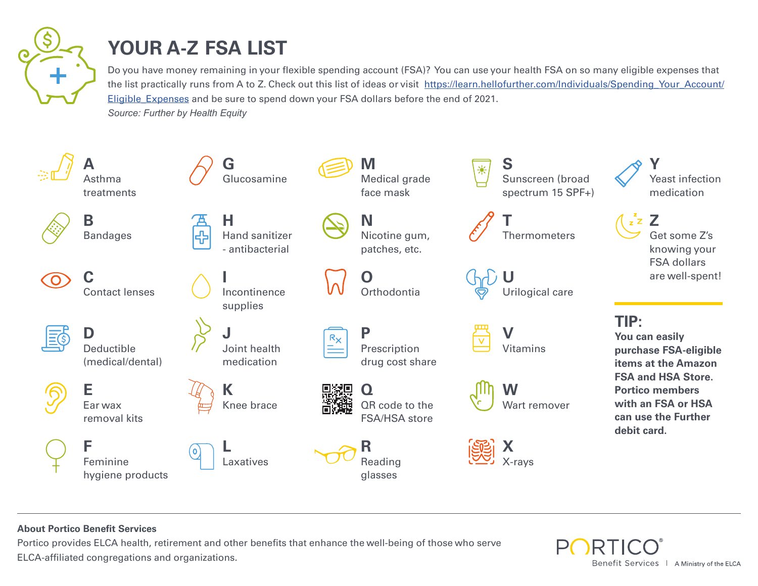# YOUR A-Z FSA LIST

Do you have money remaining in your flexible spending account (FSA)? You can use your health FSA on so many eligible expenses that the list practically runs from A to Z. Check out this list of ideas or visit https://learn.hellofurther.com/Individuals/Spending_Your_Account/Eligible_Expenses and be sure to spend down your FSA dollars before the end of 2021.

*Source: Further by Health Equity*

**A** Asthma treatments

**B** Bandages

**C** Contact lenses

**D** Deductible (medical/dental)

**E** Ear wax removal kits

**F** Feminine hygiene products

**G** Glucosamine

**H** Hand sanitizer - antibacterial

**I** Incontinence supplies

**J** Joint health medication

**K** Knee brace

**L** Laxatives

**M** Medical grade face mask

**N** Nicotine gum, patches, etc.

**O** Orthodontia

**P** Prescription drug cost share

**Q** QR code to the FSA/HSA store

**R** Reading glasses

**S** Sunscreen (broad spectrum 15 SPF+)

**T** Thermometers

**U** Urilogical care

**V** Vitamins

**W** Wart remover

**X** X-rays

**Y** Yeast infection medication

**Z** Get some Z's knowing your FSA dollars are well-spent!

## TIP:

**You can easily purchase FSA-eligible items at the Amazon FSA and HSA Store. Portico members with an FSA or HSA can use the Further debit card.**

---

**About Portico Benefit Services**

Portico provides ELCA health, retirement and other benefits that enhance the well-being of those who serve ELCA-affiliated congregations and organizations.

PORTICO® Benefit Services | A Ministry of the ELCA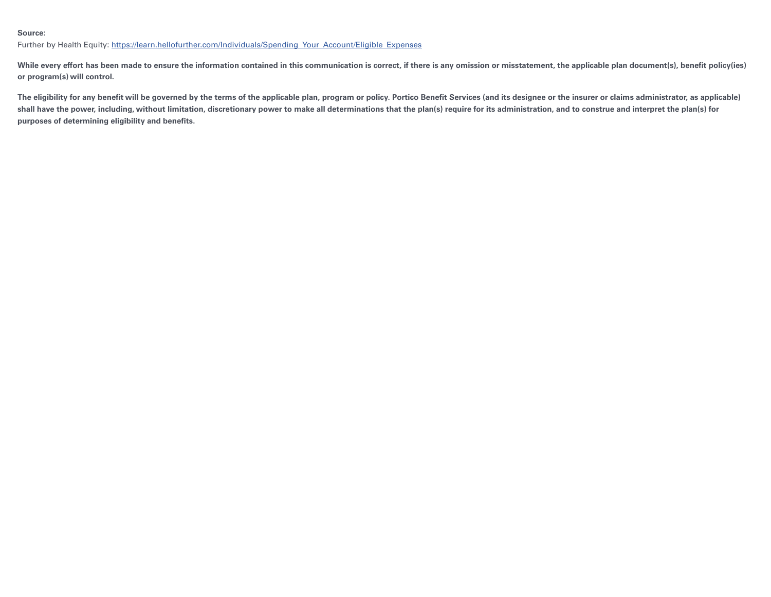**Source:**
Further by Health Equity: [https://learn.hellofurther.com/Individuals/Spending_Your_Account/Eligible_Expenses](https://learn.hellofurther.com/Individuals/Spending_Your_Account/Eligible_Expenses)

**While every effort has been made to ensure the information contained in this communication is correct, if there is any omission or misstatement, the applicable plan document(s), benefit policy(ies) or program(s) will control.**

**The eligibility for any benefit will be governed by the terms of the applicable plan, program or policy. Portico Benefit Services (and its designee or the insurer or claims administrator, as applicable) shall have the power, including, without limitation, discretionary power to make all determinations that the plan(s) require for its administration, and to construe and interpret the plan(s) for purposes of determining eligibility and benefits.**